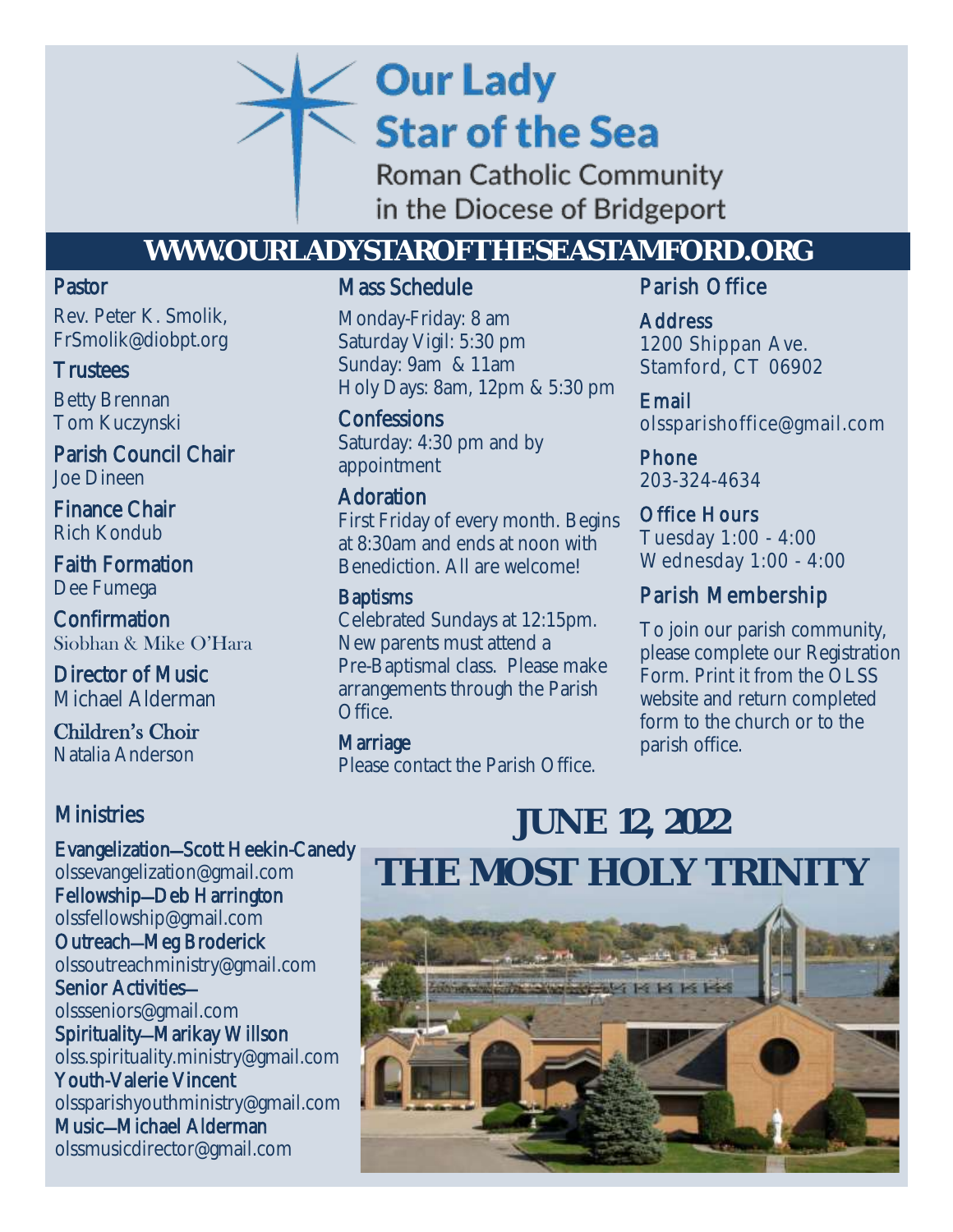# Our Lady Star of the Sea

Roman Catholic Community in the Diocese of Bridgeport

**WWW.OURLADYSTARTOFTHESEASTAMFORD.ORG**

**Pastor**
Rev. Peter K. Smolik,
FrSmolik@diobpt.org

**Trustees**
Betty Brennan
Tom Kuczynski

**Parish Council Chair**
Joe Dineen

**Finance Chair**
Rich Kondub

**Faith Formation**
Dee Fumega

**Confirmation**
Siobhan & Mike O'Hara

**Director of Music**
Michael Alderman

**Children's Choir**
Natalia Anderson

**Mass Schedule**

Monday-Friday: 8 am
Saturday Vigil: 5:30 pm
Sunday: 9am & 11am
Holy Days: 8am, 12pm & 5:30 pm

**Confessions**
Saturday: 4:30 pm and by appointment

**Adoration**
First Friday of every month. Begins at 8:30am and ends at noon with Benediction. All are welcome!

**Baptisms**
Celebrated Sundays at 12:15pm. New parents must attend a Pre-Baptismal class. Please make arrangements through the Parish Office.

**Marriage**
Please contact the Parish Office.

**Parish Office**

**Address**
1200 Shippan Ave.
Stamford, CT 06902

**Email**
olssparishoffice@gmail.com

**Phone**
203-324-4634

**Office Hours**
Tuesday 1:00 - 4:00
Wednesday 1:00 - 4:00

**Parish Membership**

To join our parish community, please complete our Registration Form. Print it from the OLSS website and return completed form to the church or to the parish office.

**Ministries**

**Evangelization—Scott Heekin-Canedy**
olssevangelization@gmail.com
**Fellowship—Deb Harrington**
olssfellowship@gmail.com
**Outreach—Meg Broderick**
olssoutreachministry@gmail.com
**Senior Activities—**
olssseniors@gmail.com
**Spirituality—Marikay Willson**
olss.spirituality.ministry@gmail.com
**Youth-Valerie Vincent**
olssparishyouthministry@gmail.com
**Music—Michael Alderman**
olssmusicdirector@gmail.com

## JUNE 12, 2022

## THE MOST HOLY TRINITY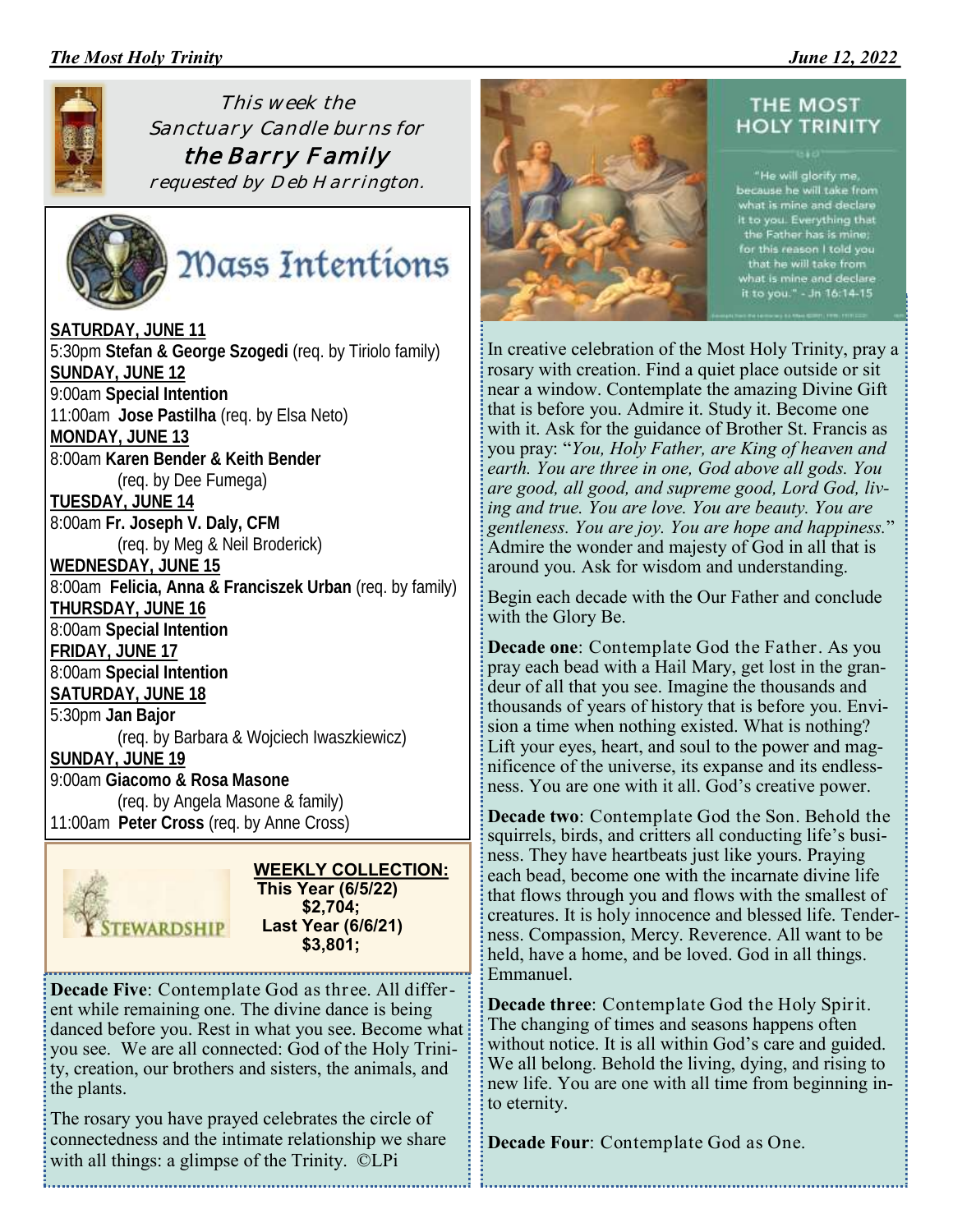This week the Sanctuary Candle burns for
**the Barry Family**
requested by Deb Harrington.

# Mass Intentions

**SATURDAY, JUNE 11**
5:30pm **Stefan & George Szogedi** (req. by Tiriolo family)
**SUNDAY, JUNE 12**
9:00am **Special Intention**
11:00am **Jose Pastilha** (req. by Elsa Neto)
**MONDAY, JUNE 13**
8:00am **Karen Bender & Keith Bender**
(req. by Dee Fumega)
**TUESDAY, JUNE 14**
8:00am **Fr. Joseph V. Daly, CFM**
(req. by Meg & Neil Broderick)
**WEDNESDAY, JUNE 15**
8:00am **Felicia, Anna & Franciszek Urban** (req. by family)
**THURSDAY, JUNE 16**
8:00am **Special Intention**
**FRIDAY, JUNE 17**
8:00am **Special Intention**
**SATURDAY, JUNE 18**
5:30pm **Jan Bajor**
(req. by Barbara & Wojciech Iwaszkiewicz)
**SUNDAY, JUNE 19**
9:00am **Giacomo & Rosa Masone**
(req. by Angela Masone & family)
11:00am **Peter Cross** (req. by Anne Cross)

STEWARDSHIP

**WEEKLY COLLECTION:**
**This Year (6/5/22)**
**$2,704;**
**Last Year (6/6/21)**
**$3,801;**

## THE MOST HOLY TRINITY

"He will glorify me, because he will take from what is mine and declare it to you. Everything that the Father has is mine; for this reason I told you that he will take from what is mine and declare it to you." - Jn 16:14-15

In creative celebration of the Most Holy Trinity, pray a rosary with creation. Find a quiet place outside or sit near a window. Contemplate the amazing Divine Gift that is before you. Admire it. Study it. Become one with it. Ask for the guidance of Brother St. Francis as you pray: "*You, Holy Father, are King of heaven and earth. You are three in one, God above all gods. You are good, all good, and supreme good, Lord God, living and true. You are love. You are beauty. You are gentleness. You are joy. You are hope and happiness.*" Admire the wonder and majesty of God in all that is around you. Ask for wisdom and understanding.

Begin each decade with the Our Father and conclude with the Glory Be.

**Decade one**: Contemplate God the Father. As you pray each bead with a Hail Mary, get lost in the grandeur of all that you see. Imagine the thousands and thousands of years of history that is before you. Envision a time when nothing existed. What is nothing? Lift your eyes, heart, and soul to the power and magnificence of the universe, its expanse and its endlessness. You are one with it all. God's creative power.

**Decade two**: Contemplate God the Son. Behold the squirrels, birds, and critters all conducting life's business. They have heartbeats just like yours. Praying each bead, become one with the incarnate divine life that flows through you and flows with the smallest of creatures. It is holy innocence and blessed life. Tenderness. Compassion, Mercy. Reverence. All want to be held, have a home, and be loved. God in all things. Emmanuel.

**Decade three**: Contemplate God the Holy Spirit. The changing of times and seasons happens often without notice. It is all within God's care and guided. We all belong. Behold the living, dying, and rising to new life. You are one with all time from beginning into eternity.

**Decade Four**: Contemplate God as One.

**Decade Five**: Contemplate God as three. All different while remaining one. The divine dance is being danced before you. Rest in what you see. Become what you see. We are all connected: God of the Holy Trinity, creation, our brothers and sisters, the animals, and the plants.

The rosary you have prayed celebrates the circle of connectedness and the intimate relationship we share with all things: a glimpse of the Trinity. ©LPi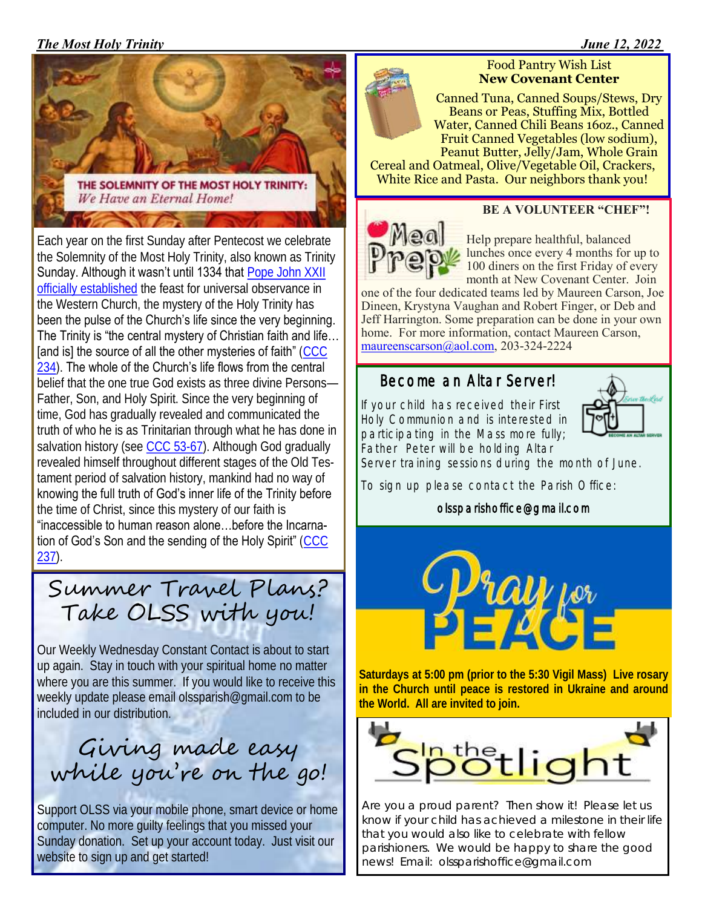## THE SOLEMNITY OF THE MOST HOLY TRINITY: *We Have an Eternal Home!*

Each year on the first Sunday after Pentecost we celebrate the Solemnity of the Most Holy Trinity, also known as Trinity Sunday. Although it wasn't until 1334 that Pope John XXII officially established the feast for universal observance in the Western Church, the mystery of the Holy Trinity has been the pulse of the Church's life since the very beginning. The Trinity is "the central mystery of Christian faith and life… [and is] the source of all the other mysteries of faith" (CCC 234). The whole of the Church's life flows from the central belief that the one true God exists as three divine Persons—Father, Son, and Holy Spirit. Since the very beginning of time, God has gradually revealed and communicated the truth of who he is as Trinitarian through what he has done in salvation history (see CCC 53-67). Although God gradually revealed himself throughout different stages of the Old Testament period of salvation history, mankind had no way of knowing the full truth of God's inner life of the Trinity before the time of Christ, since this mystery of our faith is "inaccessible to human reason alone…before the Incarnation of God's Son and the sending of the Holy Spirit" (CCC 237).

## Summer Travel Plans? Take OLSS with you!

Our Weekly Wednesday Constant Contact is about to start up again. Stay in touch with your spiritual home no matter where you are this summer. If you would like to receive this weekly update please email olssparish@gmail.com to be included in our distribution.

## Giving made easy while you're on the go!

Support OLSS via your mobile phone, smart device or home computer. No more guilty feelings that you missed your Sunday donation. Set up your account today. Just visit our website to sign up and get started!

## Food Pantry Wish List
**New Covenant Center**

Canned Tuna, Canned Soups/Stews, Dry Beans or Peas, Stuffing Mix, Bottled Water, Canned Chili Beans 16oz., Canned Fruit Canned Vegetables (low sodium), Peanut Butter, Jelly/Jam, Whole Grain Cereal and Oatmeal, Olive/Vegetable Oil, Crackers, White Rice and Pasta. Our neighbors thank you!

## BE A VOLUNTEER "CHEF"!

Meal Prep

Help prepare healthful, balanced lunches once every 4 months for up to 100 diners on the first Friday of every month at New Covenant Center. Join one of the four dedicated teams led by Maureen Carson, Joe Dineen, Krystyna Vaughan and Robert Finger, or Deb and Jeff Harrington. Some preparation can be done in your own home. For more information, contact Maureen Carson, maureenscarson@aol.com, 203-324-2224

## Become an Altar Server!

If your child has received their First Holy Communion and is interested in participating in the Mass more fully; Father Peter will be holding Altar Server training sessions during the month of June.

To sign up please contact the Parish Office:

olssparishoffice@gmail.com

## Pray for PEACE

**Saturdays at 5:00 pm (prior to the 5:30 Vigil Mass) Live rosary in the Church until peace is restored in Ukraine and around the World. All are invited to join.**

## In the Spotlight

Are you a proud parent? Then show it! Please let us know if your child has achieved a milestone in their life that you would also like to celebrate with fellow parishioners. We would be happy to share the good news! Email: olssparishoffice@gmail.com